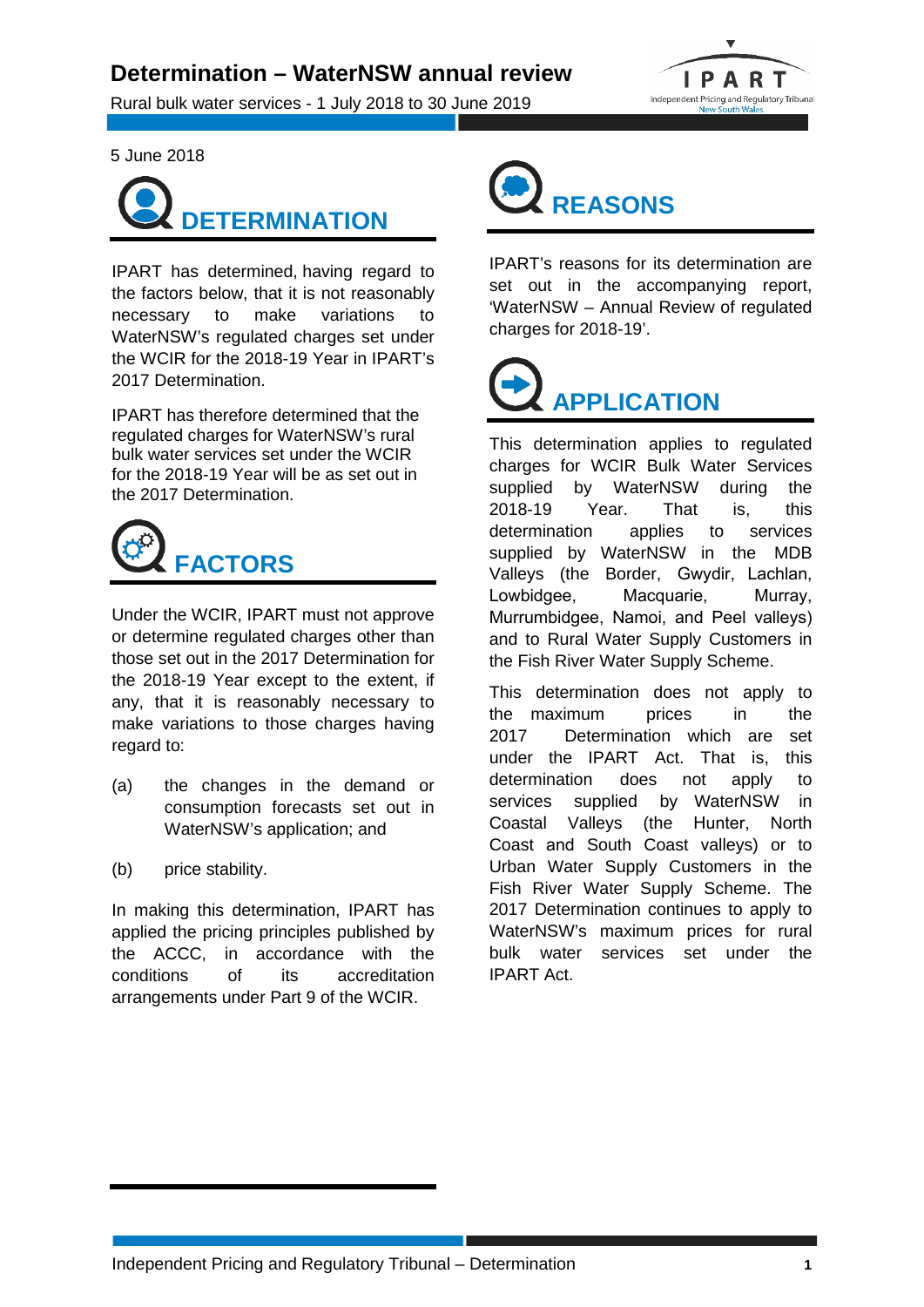# Determination – WaterNSW annual review

Rural bulk water services - 1 July 2018 to 30 June 2019

5 June 2018

## DETERMINATION

IPART has determined, having regard to the factors below, that it is not reasonably necessary to make variations to WaterNSW's regulated charges set under the WCIR for the 2018-19 Year in IPART's 2017 Determination.

IPART has therefore determined that the regulated charges for WaterNSW's rural bulk water services set under the WCIR for the 2018-19 Year will be as set out in the 2017 Determination.

## FACTORS

Under the WCIR, IPART must not approve or determine regulated charges other than those set out in the 2017 Determination for the 2018-19 Year except to the extent, if any, that it is reasonably necessary to make variations to those charges having regard to:

(a) the changes in the demand or consumption forecasts set out in WaterNSW's application; and

(b) price stability.

In making this determination, IPART has applied the pricing principles published by the ACCC, in accordance with the conditions of its accreditation arrangements under Part 9 of the WCIR.

## REASONS

IPART's reasons for its determination are set out in the accompanying report, 'WaterNSW – Annual Review of regulated charges for 2018-19'.

## APPLICATION

This determination applies to regulated charges for WCIR Bulk Water Services supplied by WaterNSW during the 2018-19 Year. That is, this determination applies to services supplied by WaterNSW in the MDB Valleys (the Border, Gwydir, Lachlan, Lowbidgee, Macquarie, Murray, Murrumbidgee, Namoi, and Peel valleys) and to Rural Water Supply Customers in the Fish River Water Supply Scheme.

This determination does not apply to the maximum prices in the 2017 Determination which are set under the IPART Act. That is, this determination does not apply to services supplied by WaterNSW in Coastal Valleys (the Hunter, North Coast and South Coast valleys) or to Urban Water Supply Customers in the Fish River Water Supply Scheme. The 2017 Determination continues to apply to WaterNSW's maximum prices for rural bulk water services set under the IPART Act.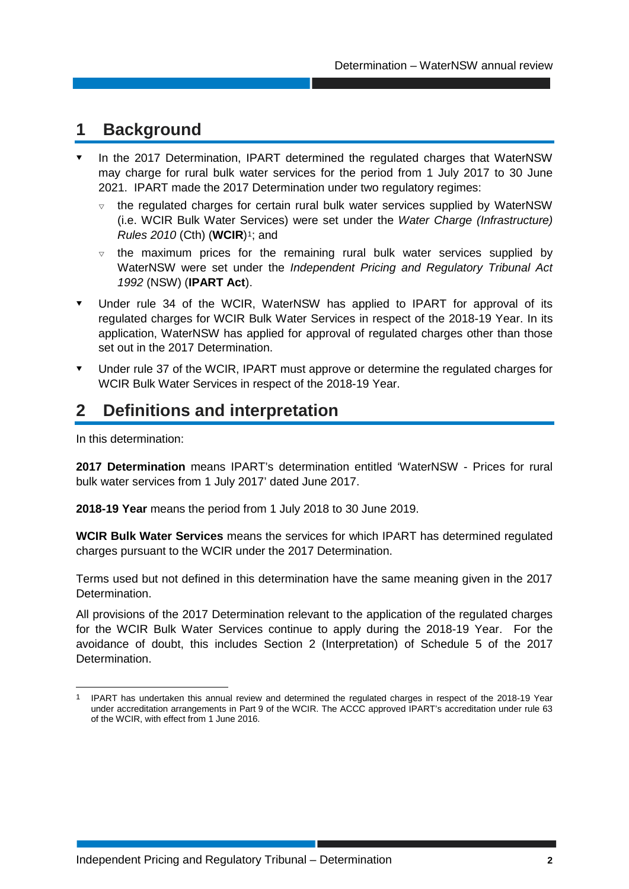## 1 Background

- In the 2017 Determination, IPART determined the regulated charges that WaterNSW may charge for rural bulk water services for the period from 1 July 2017 to 30 June 2021. IPART made the 2017 Determination under two regulatory regimes:
  - the regulated charges for certain rural bulk water services supplied by WaterNSW (i.e. WCIR Bulk Water Services) were set under the *Water Charge (Infrastructure) Rules 2010* (Cth) (**WCIR**)[1]; and
  - the maximum prices for the remaining rural bulk water services supplied by WaterNSW were set under the *Independent Pricing and Regulatory Tribunal Act 1992* (NSW) (**IPART Act**).
- Under rule 34 of the WCIR, WaterNSW has applied to IPART for approval of its regulated charges for WCIR Bulk Water Services in respect of the 2018-19 Year. In its application, WaterNSW has applied for approval of regulated charges other than those set out in the 2017 Determination.
- Under rule 37 of the WCIR, IPART must approve or determine the regulated charges for WCIR Bulk Water Services in respect of the 2018-19 Year.

## 2 Definitions and interpretation

In this determination:

**2017 Determination** means IPART's determination entitled 'WaterNSW - Prices for rural bulk water services from 1 July 2017' dated June 2017.

**2018-19 Year** means the period from 1 July 2018 to 30 June 2019.

**WCIR Bulk Water Services** means the services for which IPART has determined regulated charges pursuant to the WCIR under the 2017 Determination.

Terms used but not defined in this determination have the same meaning given in the 2017 Determination.

All provisions of the 2017 Determination relevant to the application of the regulated charges for the WCIR Bulk Water Services continue to apply during the 2018-19 Year. For the avoidance of doubt, this includes Section 2 (Interpretation) of Schedule 5 of the 2017 Determination.

[1] IPART has undertaken this annual review and determined the regulated charges in respect of the 2018-19 Year under accreditation arrangements in Part 9 of the WCIR. The ACCC approved IPART's accreditation under rule 63 of the WCIR, with effect from 1 June 2016.